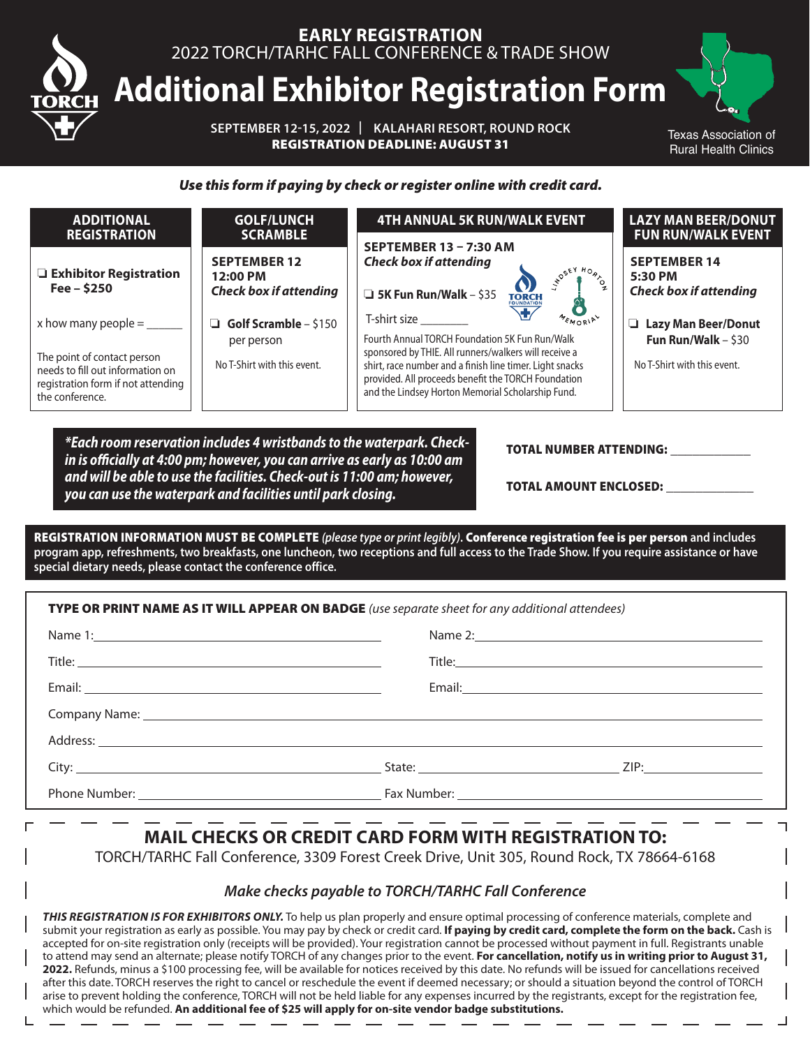**EARLY REGISTRATION**
2022 TORCH/TARHC FALL CONFERENCE & TRADE SHOW

# Additional Exhibitor Registration Form

**SEPTEMBER 12-15, 2022 | KALAHARI RESORT, ROUND ROCK**
**REGISTRATION DEADLINE: AUGUST 31**

Texas Association of Rural Health Clinics

***Use this form if paying by check or register online with credit card.***

## ADDITIONAL REGISTRATION

❑ **Exhibitor Registration Fee – $250**

x how many people = ______

The point of contact person needs to fill out information on registration form if not attending the conference.

## GOLF/LUNCH SCRAMBLE

**SEPTEMBER 12**
**12:00 PM**
***Check box if attending***

❑ **Golf Scramble** – $150 per person

No T-Shirt with this event.

## 4TH ANNUAL 5K RUN/WALK EVENT

**SEPTEMBER 13 – 7:30 AM**
***Check box if attending***

❑ **5K Fun Run/Walk** – $35

T-shirt size ________

Fourth Annual TORCH Foundation 5K Fun Run/Walk sponsored by THIE. All runners/walkers will receive a shirt, race number and a finish line timer. Light snacks provided. All proceeds benefit the TORCH Foundation and the Lindsey Horton Memorial Scholarship Fund.

## LAZY MAN BEER/DONUT FUN RUN/WALK EVENT

**SEPTEMBER 14**
**5:30 PM**
***Check box if attending***

❑ **Lazy Man Beer/Donut Fun Run/Walk** – $30

No T-Shirt with this event.

***\*Each room reservation includes 4 wristbands to the waterpark. Check-in is officially at 4:00 pm; however, you can arrive as early as 10:00 am and will be able to use the facilities. Check-out is 11:00 am; however, you can use the waterpark and facilities until park closing.***

**TOTAL NUMBER ATTENDING:** ____________

**TOTAL AMOUNT ENCLOSED:** ____________

**REGISTRATION INFORMATION MUST BE COMPLETE** *(please type or print legibly)*. **Conference registration fee is per person** and includes program app, refreshments, two breakfasts, one luncheon, two receptions and full access to the Trade Show. If you require assistance or have special dietary needs, please contact the conference office.

**TYPE OR PRINT NAME AS IT WILL APPEAR ON BADGE** *(use separate sheet for any additional attendees)*

Name 1: ____________________ Name 2: ____________________

Title: ____________________ Title: ____________________

Email: ____________________ Email: ____________________

Company Name: ____________________

Address: ____________________

City: ____________________ State: ____________________ ZIP: ____________________

Phone Number: ____________________ Fax Number: ____________________

## MAIL CHECKS OR CREDIT CARD FORM WITH REGISTRATION TO:

TORCH/TARHC Fall Conference, 3309 Forest Creek Drive, Unit 305, Round Rock, TX 78664-6168

*Make checks payable to TORCH/TARHC Fall Conference*

***THIS REGISTRATION IS FOR EXHIBITORS ONLY.*** To help us plan properly and ensure optimal processing of conference materials, complete and submit your registration as early as possible. You may pay by check or credit card. **If paying by credit card, complete the form on the back.** Cash is accepted for on-site registration only (receipts will be provided). Your registration cannot be processed without payment in full. Registrants unable to attend may send an alternate; please notify TORCH of any changes prior to the event. **For cancellation, notify us in writing prior to August 31, 2022.** Refunds, minus a $100 processing fee, will be available for notices received by this date. No refunds will be issued for cancellations received after this date. TORCH reserves the right to cancel or reschedule the event if deemed necessary; or should a situation beyond the control of TORCH arise to prevent holding the conference, TORCH will not be held liable for any expenses incurred by the registrants, except for the registration fee, which would be refunded. **An additional fee of $25 will apply for on-site vendor badge substitutions.**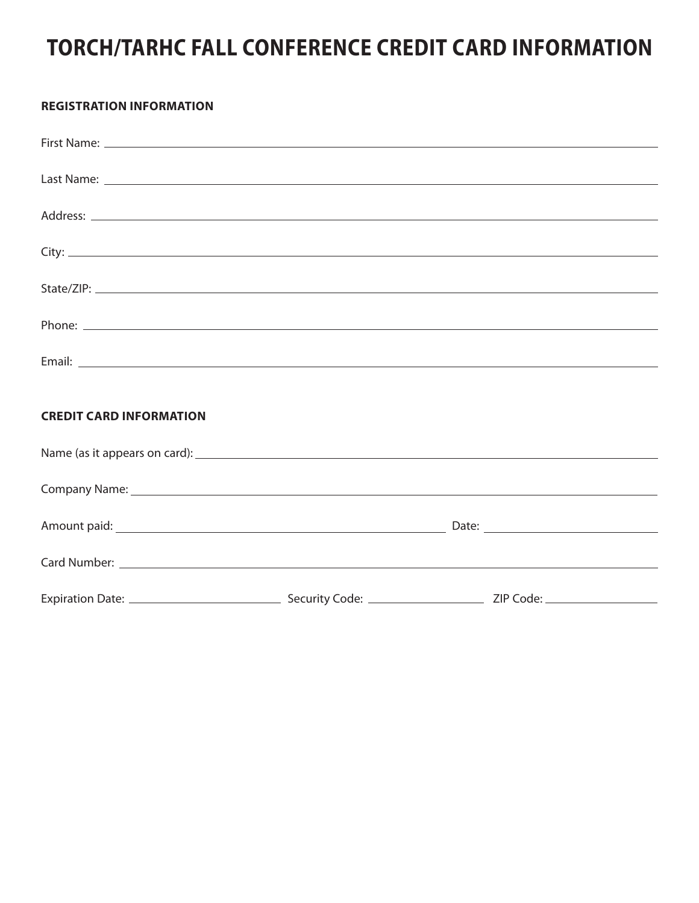# TORCH/TARHC FALL CONFERENCE CREDIT CARD INFORMATION

## REGISTRATION INFORMATION

First Name: ______________________________

Last Name: ______________________________

Address: ______________________________

City: ______________________________

State/ZIP: ______________________________

Phone: ______________________________

Email: ______________________________

## CREDIT CARD INFORMATION

Name (as it appears on card): ______________________________

Company Name: ______________________________

Amount paid: ______________________________ Date: ______________________________

Card Number: ______________________________

Expiration Date: ______________________________ Security Code: ______________________________ ZIP Code: ______________________________